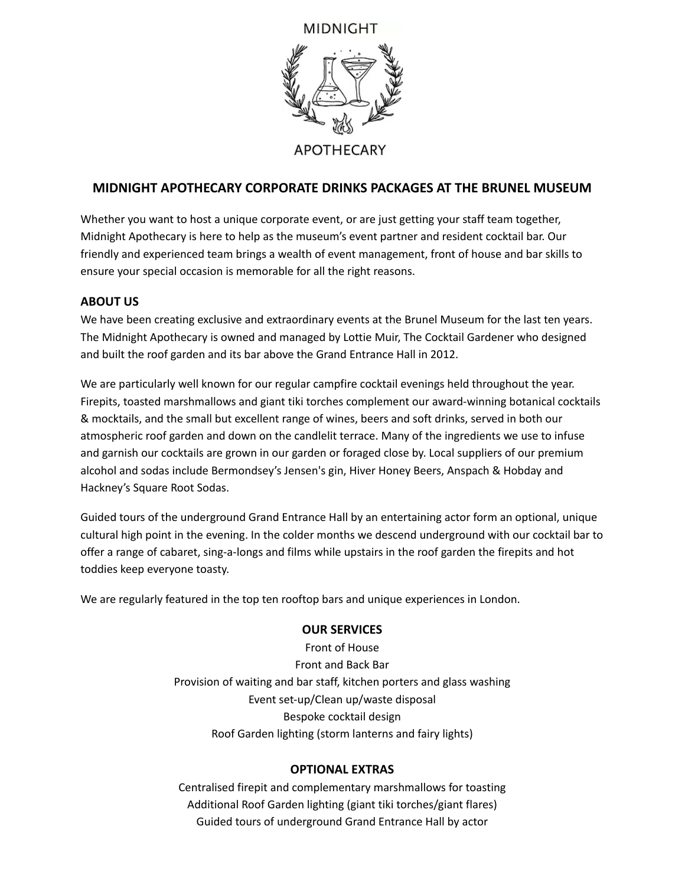MIDNIGHT

APOTHECARY

# MIDNIGHT APOTHECARY CORPORATE DRINKS PACKAGES AT THE BRUNEL MUSEUM

Whether you want to host a unique corporate event, or are just getting your staff team together, Midnight Apothecary is here to help as the museum's event partner and resident cocktail bar. Our friendly and experienced team brings a wealth of event management, front of house and bar skills to ensure your special occasion is memorable for all the right reasons.

## ABOUT US

We have been creating exclusive and extraordinary events at the Brunel Museum for the last ten years. The Midnight Apothecary is owned and managed by Lottie Muir, The Cocktail Gardener who designed and built the roof garden and its bar above the Grand Entrance Hall in 2012.

We are particularly well known for our regular campfire cocktail evenings held throughout the year. Firepits, toasted marshmallows and giant tiki torches complement our award-winning botanical cocktails & mocktails, and the small but excellent range of wines, beers and soft drinks, served in both our atmospheric roof garden and down on the candlelit terrace. Many of the ingredients we use to infuse and garnish our cocktails are grown in our garden or foraged close by. Local suppliers of our premium alcohol and sodas include Bermondsey's Jensen's gin, Hiver Honey Beers, Anspach & Hobday and Hackney's Square Root Sodas.

Guided tours of the underground Grand Entrance Hall by an entertaining actor form an optional, unique cultural high point in the evening. In the colder months we descend underground with our cocktail bar to offer a range of cabaret, sing-a-longs and films while upstairs in the roof garden the firepits and hot toddies keep everyone toasty.

We are regularly featured in the top ten rooftop bars and unique experiences in London.

## OUR SERVICES

Front of House
Front and Back Bar
Provision of waiting and bar staff, kitchen porters and glass washing
Event set-up/Clean up/waste disposal
Bespoke cocktail design
Roof Garden lighting (storm lanterns and fairy lights)

## OPTIONAL EXTRAS

Centralised firepit and complementary marshmallows for toasting
Additional Roof Garden lighting (giant tiki torches/giant flares)
Guided tours of underground Grand Entrance Hall by actor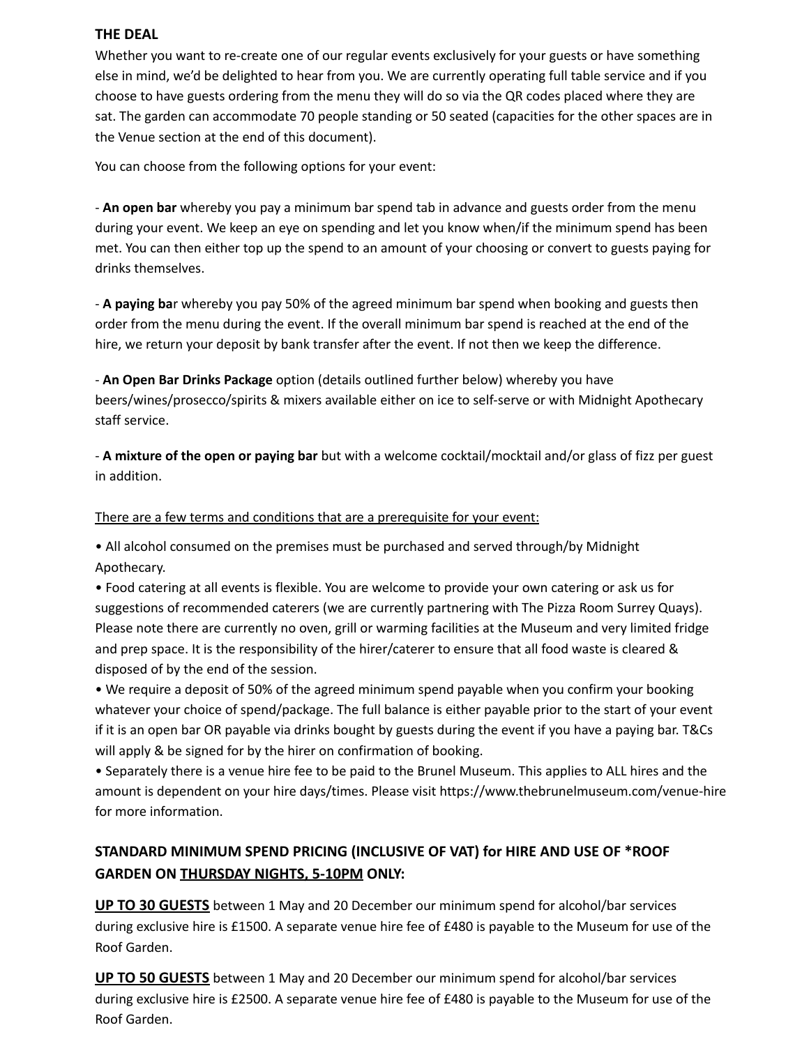**THE DEAL**

Whether you want to re-create one of our regular events exclusively for your guests or have something else in mind, we'd be delighted to hear from you. We are currently operating full table service and if you choose to have guests ordering from the menu they will do so via the QR codes placed where they are sat. The garden can accommodate 70 people standing or 50 seated (capacities for the other spaces are in the Venue section at the end of this document).

You can choose from the following options for your event:

- **An open bar** whereby you pay a minimum bar spend tab in advance and guests order from the menu during your event. We keep an eye on spending and let you know when/if the minimum spend has been met. You can then either top up the spend to an amount of your choosing or convert to guests paying for drinks themselves.

- **A paying ba**r whereby you pay 50% of the agreed minimum bar spend when booking and guests then order from the menu during the event. If the overall minimum bar spend is reached at the end of the hire, we return your deposit by bank transfer after the event. If not then we keep the difference.

- **An Open Bar Drinks Package** option (details outlined further below) whereby you have beers/wines/prosecco/spirits & mixers available either on ice to self-serve or with Midnight Apothecary staff service.

- **A mixture of the open or paying bar** but with a welcome cocktail/mocktail and/or glass of fizz per guest in addition.

<u>There are a few terms and conditions that are a prerequisite for your event:</u>

• All alcohol consumed on the premises must be purchased and served through/by Midnight Apothecary.
• Food catering at all events is flexible. You are welcome to provide your own catering or ask us for suggestions of recommended caterers (we are currently partnering with The Pizza Room Surrey Quays). Please note there are currently no oven, grill or warming facilities at the Museum and very limited fridge and prep space. It is the responsibility of the hirer/caterer to ensure that all food waste is cleared & disposed of by the end of the session.
• We require a deposit of 50% of the agreed minimum spend payable when you confirm your booking whatever your choice of spend/package. The full balance is either payable prior to the start of your event if it is an open bar OR payable via drinks bought by guests during the event if you have a paying bar. T&Cs will apply & be signed for by the hirer on confirmation of booking.
• Separately there is a venue hire fee to be paid to the Brunel Museum. This applies to ALL hires and the amount is dependent on your hire days/times. Please visit https://www.thebrunelmuseum.com/venue-hire for more information.

### STANDARD MINIMUM SPEND PRICING (INCLUSIVE OF VAT) for HIRE AND USE OF *ROOF GARDEN ON <u>THURSDAY NIGHTS, 5-10PM</u> ONLY:

**<u>UP TO 30 GUESTS</u>** between 1 May and 20 December our minimum spend for alcohol/bar services during exclusive hire is £1500. A separate venue hire fee of £480 is payable to the Museum for use of the Roof Garden.

**<u>UP TO 50 GUESTS</u>** between 1 May and 20 December our minimum spend for alcohol/bar services during exclusive hire is £2500. A separate venue hire fee of £480 is payable to the Museum for use of the Roof Garden.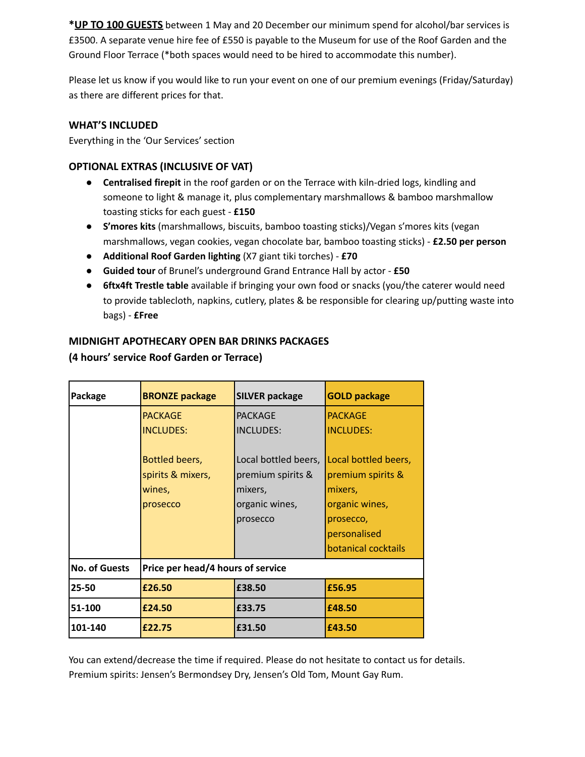***UP TO 100 GUESTS** between 1 May and 20 December our minimum spend for alcohol/bar services is £3500. A separate venue hire fee of £550 is payable to the Museum for use of the Roof Garden and the Ground Floor Terrace (*both spaces would need to be hired to accommodate this number).

Please let us know if you would like to run your event on one of our premium evenings (Friday/Saturday) as there are different prices for that.

### WHAT'S INCLUDED

Everything in the 'Our Services' section

### OPTIONAL EXTRAS (INCLUSIVE OF VAT)

- **Centralised firepit** in the roof garden or on the Terrace with kiln-dried logs, kindling and someone to light & manage it, plus complementary marshmallows & bamboo marshmallow toasting sticks for each guest - **£150**
- **S'mores kits** (marshmallows, biscuits, bamboo toasting sticks)/Vegan s'mores kits (vegan marshmallows, vegan cookies, vegan chocolate bar, bamboo toasting sticks) - **£2.50 per person**
- **Additional Roof Garden lighting** (X7 giant tiki torches) - **£70**
- **Guided tour** of Brunel's underground Grand Entrance Hall by actor - **£50**
- **6ftx4ft Trestle table** available if bringing your own food or snacks (you/the caterer would need to provide tablecloth, napkins, cutlery, plates & be responsible for clearing up/putting waste into bags) - **£Free**

### MIDNIGHT APOTHECARY OPEN BAR DRINKS PACKAGES
### (4 hours' service Roof Garden or Terrace)

| Package | BRONZE package | SILVER package | GOLD package |
|---|---|---|---|
| | PACKAGE INCLUDES:<br><br>Bottled beers, spirits & mixers, wines, prosecco | PACKAGE INCLUDES:<br><br>Local bottled beers, premium spirits & mixers, organic wines, prosecco | PACKAGE INCLUDES:<br><br>Local bottled beers, premium spirits & mixers, organic wines, prosecco, personalised botanical cocktails |
| **No. of Guests** | **Price per head/4 hours of service** | | |
| **25-50** | **£26.50** | **£38.50** | **£56.95** |
| **51-100** | **£24.50** | **£33.75** | **£48.50** |
| **101-140** | **£22.75** | **£31.50** | **£43.50** |

You can extend/decrease the time if required. Please do not hesitate to contact us for details.
Premium spirits: Jensen's Bermondsey Dry, Jensen's Old Tom, Mount Gay Rum.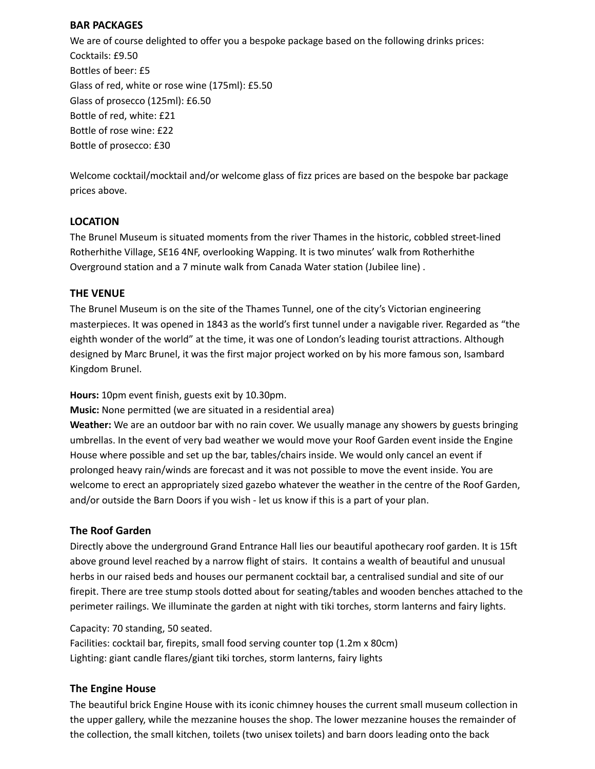**BAR PACKAGES**

We are of course delighted to offer you a bespoke package based on the following drinks prices:
Cocktails: £9.50
Bottles of beer: £5
Glass of red, white or rose wine (175ml): £5.50
Glass of prosecco (125ml): £6.50
Bottle of red, white: £21
Bottle of rose wine: £22
Bottle of prosecco: £30

Welcome cocktail/mocktail and/or welcome glass of fizz prices are based on the bespoke bar package prices above.

**LOCATION**

The Brunel Museum is situated moments from the river Thames in the historic, cobbled street-lined Rotherhithe Village, SE16 4NF, overlooking Wapping. It is two minutes' walk from Rotherhithe Overground station and a 7 minute walk from Canada Water station (Jubilee line) .

**THE VENUE**

The Brunel Museum is on the site of the Thames Tunnel, one of the city's Victorian engineering masterpieces. It was opened in 1843 as the world's first tunnel under a navigable river. Regarded as "the eighth wonder of the world" at the time, it was one of London's leading tourist attractions. Although designed by Marc Brunel, it was the first major project worked on by his more famous son, Isambard Kingdom Brunel.

**Hours:** 10pm event finish, guests exit by 10.30pm.
**Music:** None permitted (we are situated in a residential area)
**Weather:** We are an outdoor bar with no rain cover. We usually manage any showers by guests bringing umbrellas. In the event of very bad weather we would move your Roof Garden event inside the Engine House where possible and set up the bar, tables/chairs inside. We would only cancel an event if prolonged heavy rain/winds are forecast and it was not possible to move the event inside. You are welcome to erect an appropriately sized gazebo whatever the weather in the centre of the Roof Garden, and/or outside the Barn Doors if you wish - let us know if this is a part of your plan.

### The Roof Garden

Directly above the underground Grand Entrance Hall lies our beautiful apothecary roof garden. It is 15ft above ground level reached by a narrow flight of stairs. It contains a wealth of beautiful and unusual herbs in our raised beds and houses our permanent cocktail bar, a centralised sundial and site of our firepit. There are tree stump stools dotted about for seating/tables and wooden benches attached to the perimeter railings. We illuminate the garden at night with tiki torches, storm lanterns and fairy lights.

Capacity: 70 standing, 50 seated.
Facilities: cocktail bar, firepits, small food serving counter top (1.2m x 80cm)
Lighting: giant candle flares/giant tiki torches, storm lanterns, fairy lights

### The Engine House

The beautiful brick Engine House with its iconic chimney houses the current small museum collection in the upper gallery, while the mezzanine houses the shop. The lower mezzanine houses the remainder of the collection, the small kitchen, toilets (two unisex toilets) and barn doors leading onto the back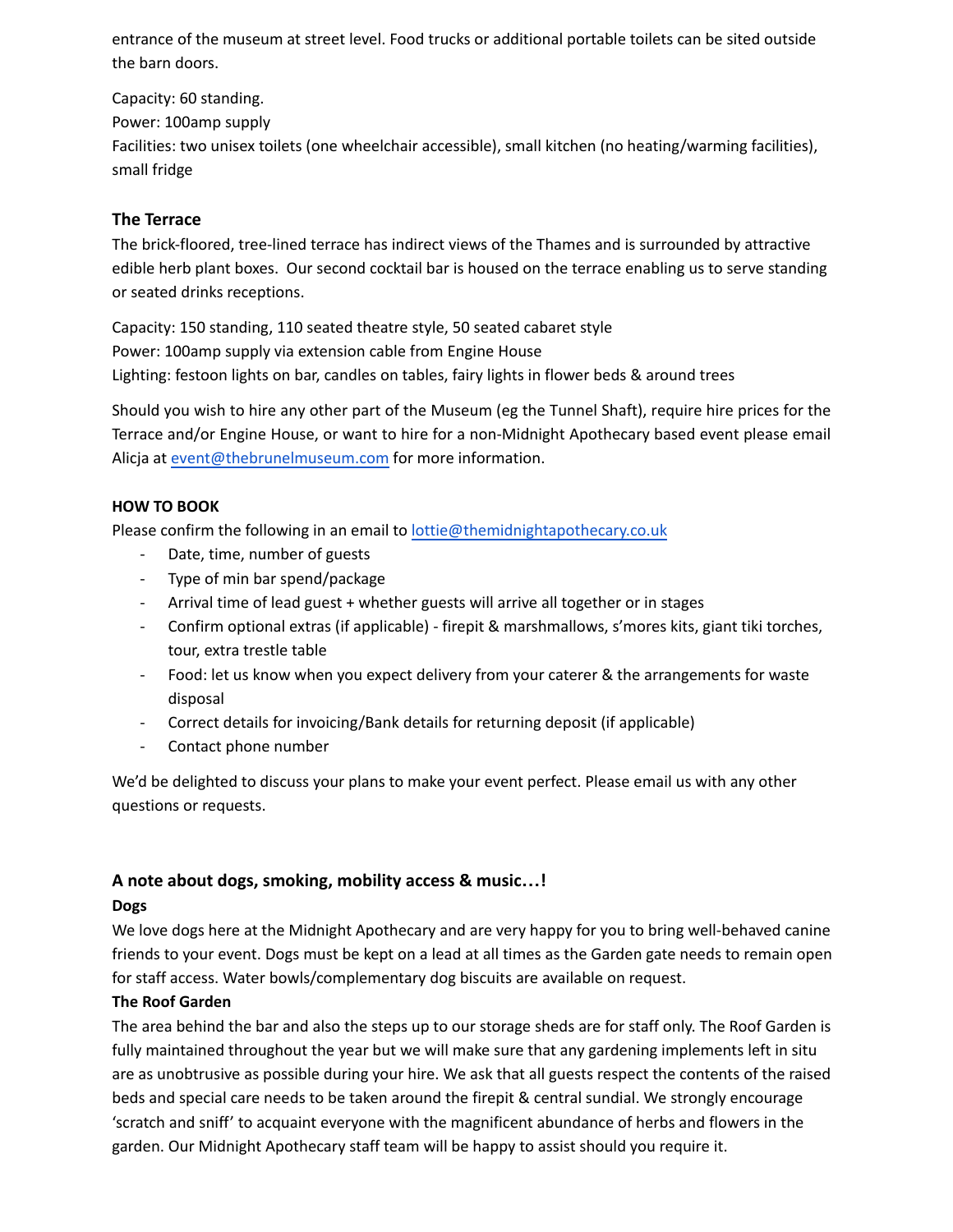entrance of the museum at street level. Food trucks or additional portable toilets can be sited outside the barn doors.

Capacity: 60 standing.
Power: 100amp supply
Facilities: two unisex toilets (one wheelchair accessible), small kitchen (no heating/warming facilities), small fridge

### The Terrace

The brick-floored, tree-lined terrace has indirect views of the Thames and is surrounded by attractive edible herb plant boxes. Our second cocktail bar is housed on the terrace enabling us to serve standing or seated drinks receptions.

Capacity: 150 standing, 110 seated theatre style, 50 seated cabaret style
Power: 100amp supply via extension cable from Engine House
Lighting: festoon lights on bar, candles on tables, fairy lights in flower beds & around trees

Should you wish to hire any other part of the Museum (eg the Tunnel Shaft), require hire prices for the Terrace and/or Engine House, or want to hire for a non-Midnight Apothecary based event please email Alicja at event@thebrunelmuseum.com for more information.

**HOW TO BOOK**

Please confirm the following in an email to lottie@themidnightapothecary.co.uk

- Date, time, number of guests
- Type of min bar spend/package
- Arrival time of lead guest + whether guests will arrive all together or in stages
- Confirm optional extras (if applicable) - firepit & marshmallows, s'mores kits, giant tiki torches, tour, extra trestle table
- Food: let us know when you expect delivery from your caterer & the arrangements for waste disposal
- Correct details for invoicing/Bank details for returning deposit (if applicable)
- Contact phone number

We'd be delighted to discuss your plans to make your event perfect. Please email us with any other questions or requests.

### A note about dogs, smoking, mobility access & music…!

**Dogs**

We love dogs here at the Midnight Apothecary and are very happy for you to bring well-behaved canine friends to your event. Dogs must be kept on a lead at all times as the Garden gate needs to remain open for staff access. Water bowls/complementary dog biscuits are available on request.

**The Roof Garden**

The area behind the bar and also the steps up to our storage sheds are for staff only. The Roof Garden is fully maintained throughout the year but we will make sure that any gardening implements left in situ are as unobtrusive as possible during your hire. We ask that all guests respect the contents of the raised beds and special care needs to be taken around the firepit & central sundial. We strongly encourage 'scratch and sniff' to acquaint everyone with the magnificent abundance of herbs and flowers in the garden. Our Midnight Apothecary staff team will be happy to assist should you require it.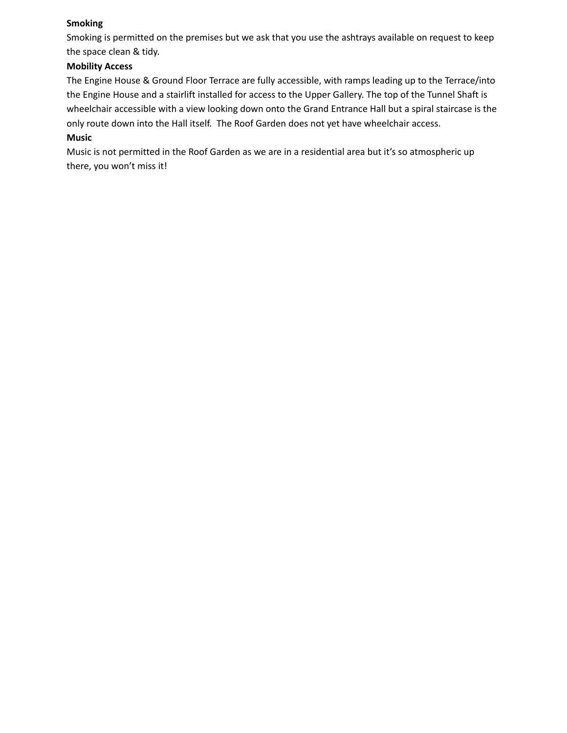**Smoking**

Smoking is permitted on the premises but we ask that you use the ashtrays available on request to keep the space clean & tidy.

**Mobility Access**

The Engine House & Ground Floor Terrace are fully accessible, with ramps leading up to the Terrace/into the Engine House and a stairlift installed for access to the Upper Gallery. The top of the Tunnel Shaft is wheelchair accessible with a view looking down onto the Grand Entrance Hall but a spiral staircase is the only route down into the Hall itself. The Roof Garden does not yet have wheelchair access.

**Music**

Music is not permitted in the Roof Garden as we are in a residential area but it's so atmospheric up there, you won't miss it!